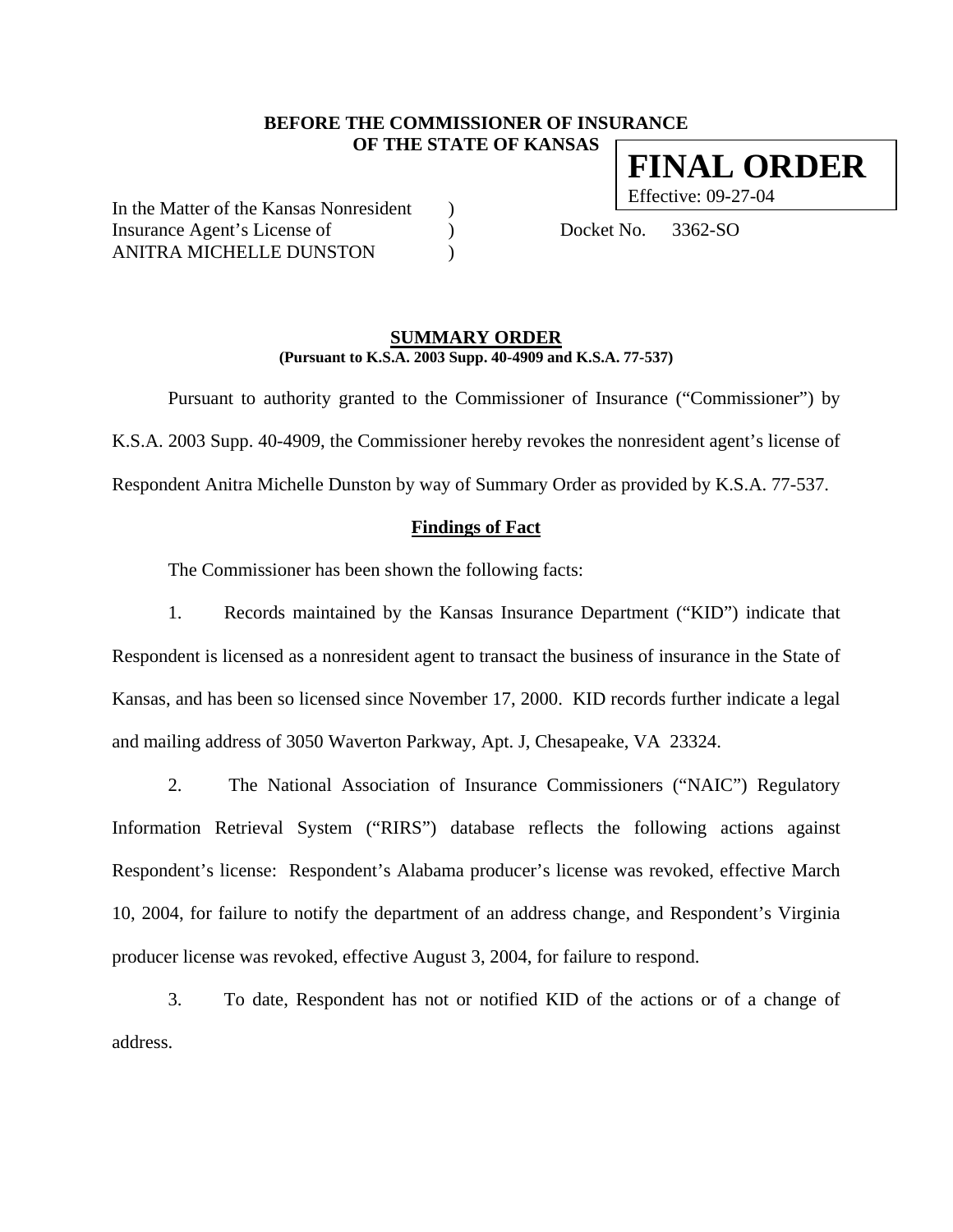**BEFORE THE COMMISSIONER OF INSURANCE**
**OF THE STATE OF KANSAS**

**FINAL ORDER**
Effective: 09-27-04

In the Matter of the Kansas Nonresident )
Insurance Agent's License of ) Docket No. 3362-SO
ANITRA MICHELLE DUNSTON )

## SUMMARY ORDER
**(Pursuant to K.S.A. 2003 Supp. 40-4909 and K.S.A. 77-537)**

Pursuant to authority granted to the Commissioner of Insurance ("Commissioner") by K.S.A. 2003 Supp. 40-4909, the Commissioner hereby revokes the nonresident agent's license of Respondent Anitra Michelle Dunston by way of Summary Order as provided by K.S.A. 77-537.

### Findings of Fact

The Commissioner has been shown the following facts:

1. Records maintained by the Kansas Insurance Department ("KID") indicate that Respondent is licensed as a nonresident agent to transact the business of insurance in the State of Kansas, and has been so licensed since November 17, 2000. KID records further indicate a legal and mailing address of 3050 Waverton Parkway, Apt. J, Chesapeake, VA 23324.

2. The National Association of Insurance Commissioners ("NAIC") Regulatory Information Retrieval System ("RIRS") database reflects the following actions against Respondent's license: Respondent's Alabama producer's license was revoked, effective March 10, 2004, for failure to notify the department of an address change, and Respondent's Virginia producer license was revoked, effective August 3, 2004, for failure to respond.

3. To date, Respondent has not or notified KID of the actions or of a change of address.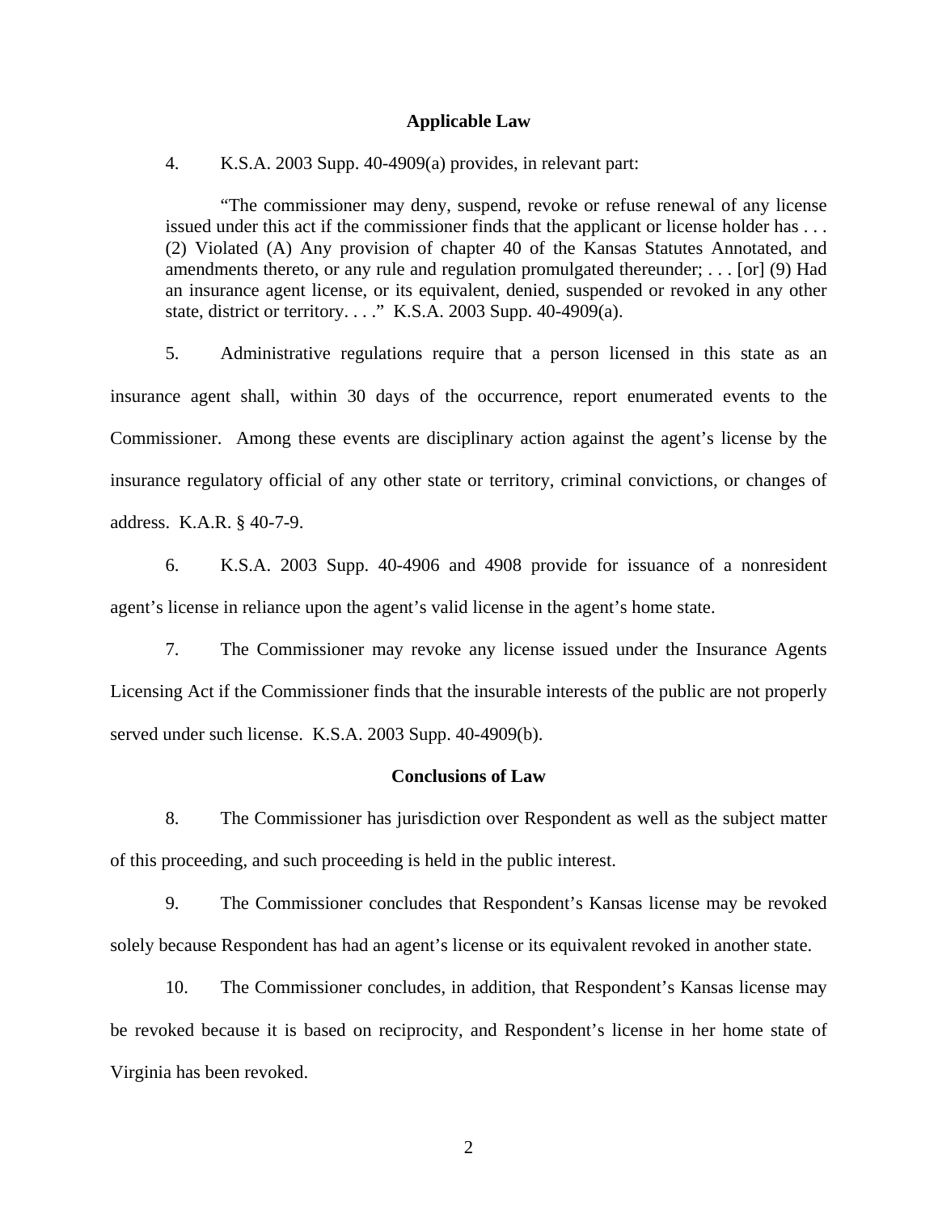### Applicable Law

4. K.S.A. 2003 Supp. 40-4909(a) provides, in relevant part:

> "The commissioner may deny, suspend, revoke or refuse renewal of any license issued under this act if the commissioner finds that the applicant or license holder has . . . (2) Violated (A) Any provision of chapter 40 of the Kansas Statutes Annotated, and amendments thereto, or any rule and regulation promulgated thereunder; . . . [or] (9) Had an insurance agent license, or its equivalent, denied, suspended or revoked in any other state, district or territory. . . ." K.S.A. 2003 Supp. 40-4909(a).

5. Administrative regulations require that a person licensed in this state as an insurance agent shall, within 30 days of the occurrence, report enumerated events to the Commissioner. Among these events are disciplinary action against the agent's license by the insurance regulatory official of any other state or territory, criminal convictions, or changes of address. K.A.R. § 40-7-9.

6. K.S.A. 2003 Supp. 40-4906 and 4908 provide for issuance of a nonresident agent's license in reliance upon the agent's valid license in the agent's home state.

7. The Commissioner may revoke any license issued under the Insurance Agents Licensing Act if the Commissioner finds that the insurable interests of the public are not properly served under such license. K.S.A. 2003 Supp. 40-4909(b).

### Conclusions of Law

8. The Commissioner has jurisdiction over Respondent as well as the subject matter of this proceeding, and such proceeding is held in the public interest.

9. The Commissioner concludes that Respondent's Kansas license may be revoked solely because Respondent has had an agent's license or its equivalent revoked in another state.

10. The Commissioner concludes, in addition, that Respondent's Kansas license may be revoked because it is based on reciprocity, and Respondent's license in her home state of Virginia has been revoked.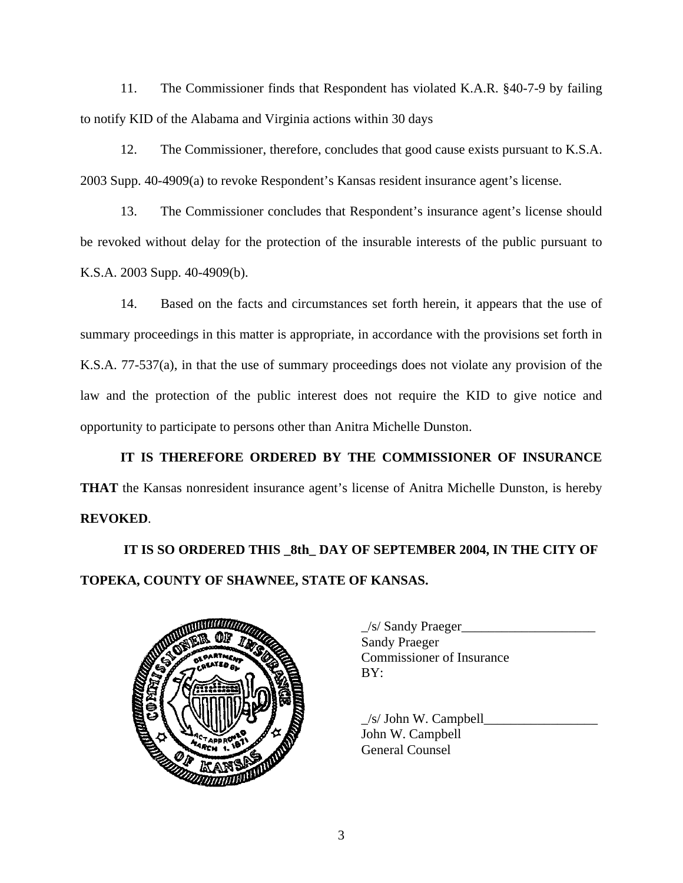11. The Commissioner finds that Respondent has violated K.A.R. §40-7-9 by failing to notify KID of the Alabama and Virginia actions within 30 days

12. The Commissioner, therefore, concludes that good cause exists pursuant to K.S.A. 2003 Supp. 40-4909(a) to revoke Respondent's Kansas resident insurance agent's license.

13. The Commissioner concludes that Respondent's insurance agent's license should be revoked without delay for the protection of the insurable interests of the public pursuant to K.S.A. 2003 Supp. 40-4909(b).

14. Based on the facts and circumstances set forth herein, it appears that the use of summary proceedings in this matter is appropriate, in accordance with the provisions set forth in K.S.A. 77-537(a), in that the use of summary proceedings does not violate any provision of the law and the protection of the public interest does not require the KID to give notice and opportunity to participate to persons other than Anitra Michelle Dunston.

**IT IS THEREFORE ORDERED BY THE COMMISSIONER OF INSURANCE THAT** the Kansas nonresident insurance agent's license of Anitra Michelle Dunston, is hereby **REVOKED**.

**IT IS SO ORDERED THIS _8th_ DAY OF SEPTEMBER 2004, IN THE CITY OF TOPEKA, COUNTY OF SHAWNEE, STATE OF KANSAS.**

_/s/ Sandy Praeger____________________
Sandy Praeger
Commissioner of Insurance
BY:

_/s/ John W. Campbell_________________
John W. Campbell
General Counsel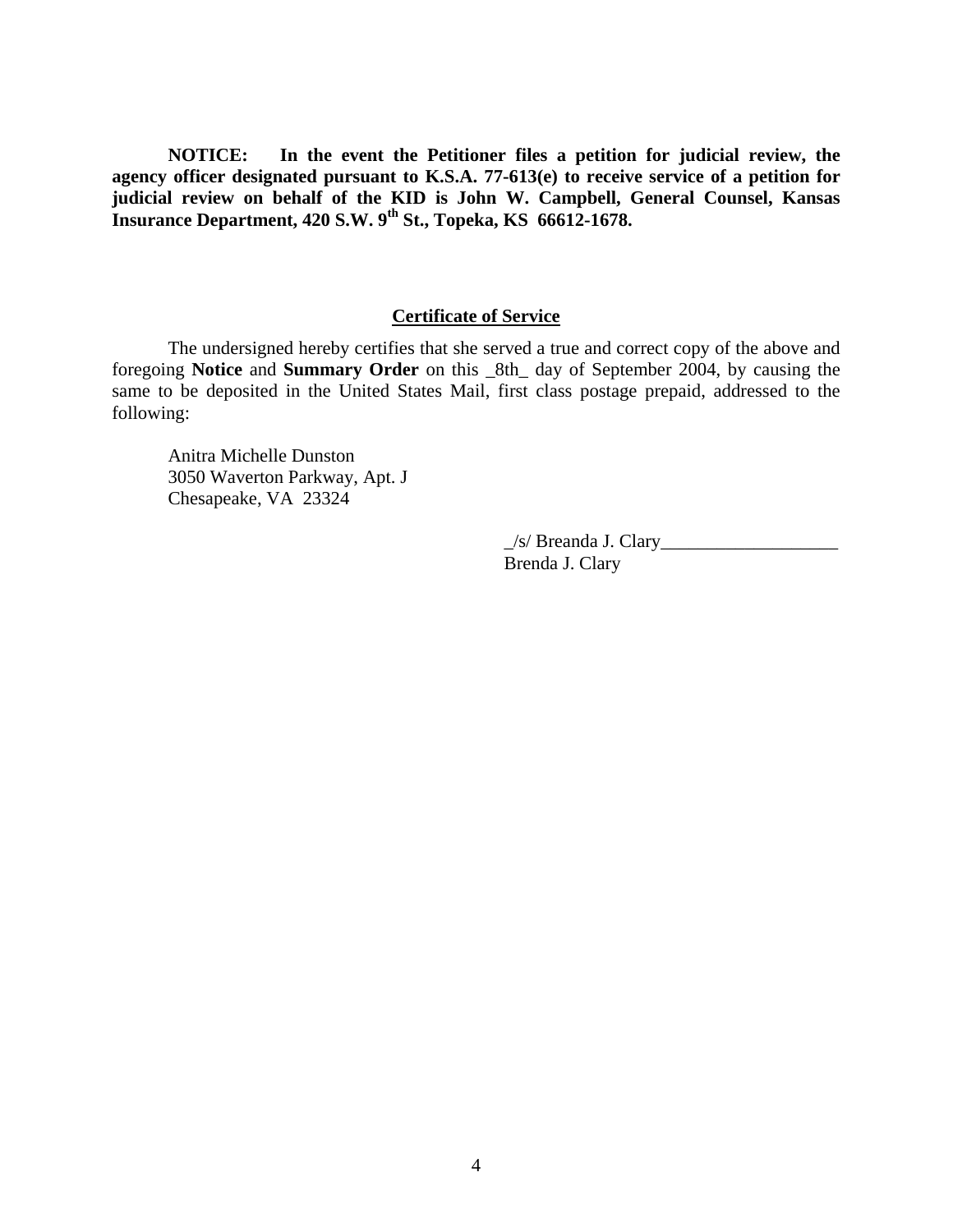**NOTICE: In the event the Petitioner files a petition for judicial review, the agency officer designated pursuant to K.S.A. 77-613(e) to receive service of a petition for judicial review on behalf of the KID is John W. Campbell, General Counsel, Kansas Insurance Department, 420 S.W. 9th St., Topeka, KS 66612-1678.**

**Certificate of Service**

The undersigned hereby certifies that she served a true and correct copy of the above and foregoing **Notice** and **Summary Order** on this _8th_ day of September 2004, by causing the same to be deposited in the United States Mail, first class postage prepaid, addressed to the following:

Anitra Michelle Dunston
3050 Waverton Parkway, Apt. J
Chesapeake, VA 23324

_/s/ Breanda J. Clary___________________
Brenda J. Clary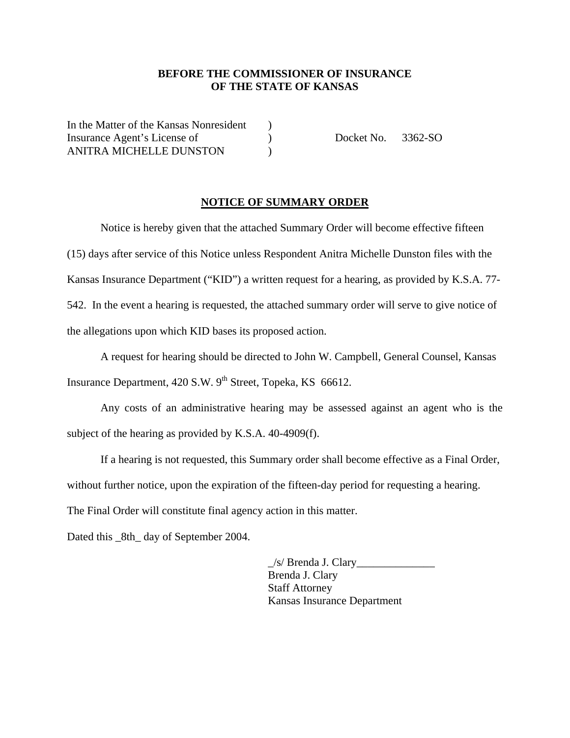**BEFORE THE COMMISSIONER OF INSURANCE**
**OF THE STATE OF KANSAS**

| | | |
|---|---|---|
| In the Matter of the Kansas Nonresident | ) | |
| Insurance Agent's License of | ) | Docket No. 3362-SO |
| ANITRA MICHELLE DUNSTON | ) | |

## NOTICE OF SUMMARY ORDER

Notice is hereby given that the attached Summary Order will become effective fifteen (15) days after service of this Notice unless Respondent Anitra Michelle Dunston files with the Kansas Insurance Department ("KID") a written request for a hearing, as provided by K.S.A. 77-542. In the event a hearing is requested, the attached summary order will serve to give notice of the allegations upon which KID bases its proposed action.

A request for hearing should be directed to John W. Campbell, General Counsel, Kansas Insurance Department, 420 S.W. 9th Street, Topeka, KS 66612.

Any costs of an administrative hearing may be assessed against an agent who is the subject of the hearing as provided by K.S.A. 40-4909(f).

If a hearing is not requested, this Summary order shall become effective as a Final Order, without further notice, upon the expiration of the fifteen-day period for requesting a hearing. The Final Order will constitute final agency action in this matter.

Dated this _8th_ day of September 2004.

_/s/ Brenda J. Clary______________
Brenda J. Clary
Staff Attorney
Kansas Insurance Department